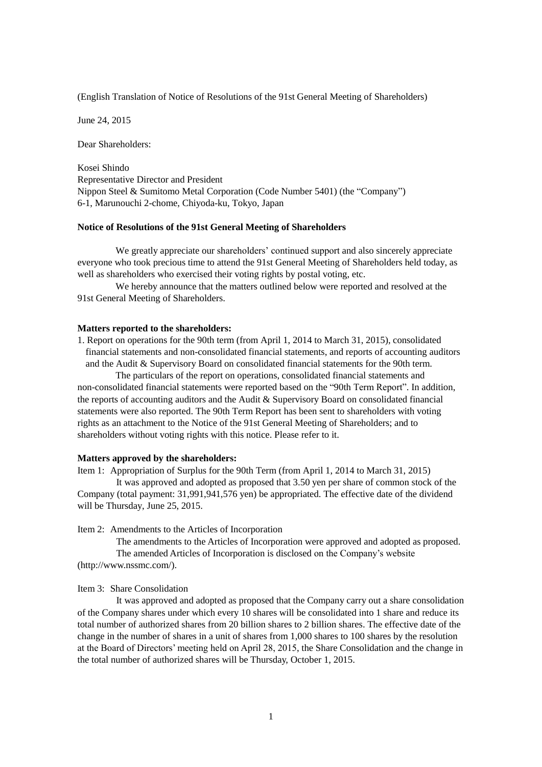(English Translation of Notice of Resolutions of the 91st General Meeting of Shareholders)

June 24, 2015

Dear Shareholders:

Kosei Shindo
Representative Director and President
Nippon Steel & Sumitomo Metal Corporation (Code Number 5401) (the "Company")
6-1, Marunouchi 2-chome, Chiyoda-ku, Tokyo, Japan

**Notice of Resolutions of the 91st General Meeting of Shareholders**

We greatly appreciate our shareholders' continued support and also sincerely appreciate everyone who took precious time to attend the 91st General Meeting of Shareholders held today, as well as shareholders who exercised their voting rights by postal voting, etc.

We hereby announce that the matters outlined below were reported and resolved at the 91st General Meeting of Shareholders.

**Matters reported to the shareholders:**

1. Report on operations for the 90th term (from April 1, 2014 to March 31, 2015), consolidated financial statements and non-consolidated financial statements, and reports of accounting auditors and the Audit & Supervisory Board on consolidated financial statements for the 90th term.

The particulars of the report on operations, consolidated financial statements and non-consolidated financial statements were reported based on the "90th Term Report". In addition, the reports of accounting auditors and the Audit & Supervisory Board on consolidated financial statements were also reported. The 90th Term Report has been sent to shareholders with voting rights as an attachment to the Notice of the 91st General Meeting of Shareholders; and to shareholders without voting rights with this notice. Please refer to it.

**Matters approved by the shareholders:**

Item 1: Appropriation of Surplus for the 90th Term (from April 1, 2014 to March 31, 2015)

It was approved and adopted as proposed that 3.50 yen per share of common stock of the Company (total payment: 31,991,941,576 yen) be appropriated. The effective date of the dividend will be Thursday, June 25, 2015.

Item 2: Amendments to the Articles of Incorporation

The amendments to the Articles of Incorporation were approved and adopted as proposed.

The amended Articles of Incorporation is disclosed on the Company's website (http://www.nssmc.com/).

Item 3: Share Consolidation

It was approved and adopted as proposed that the Company carry out a share consolidation of the Company shares under which every 10 shares will be consolidated into 1 share and reduce its total number of authorized shares from 20 billion shares to 2 billion shares. The effective date of the change in the number of shares in a unit of shares from 1,000 shares to 100 shares by the resolution at the Board of Directors' meeting held on April 28, 2015, the Share Consolidation and the change in the total number of authorized shares will be Thursday, October 1, 2015.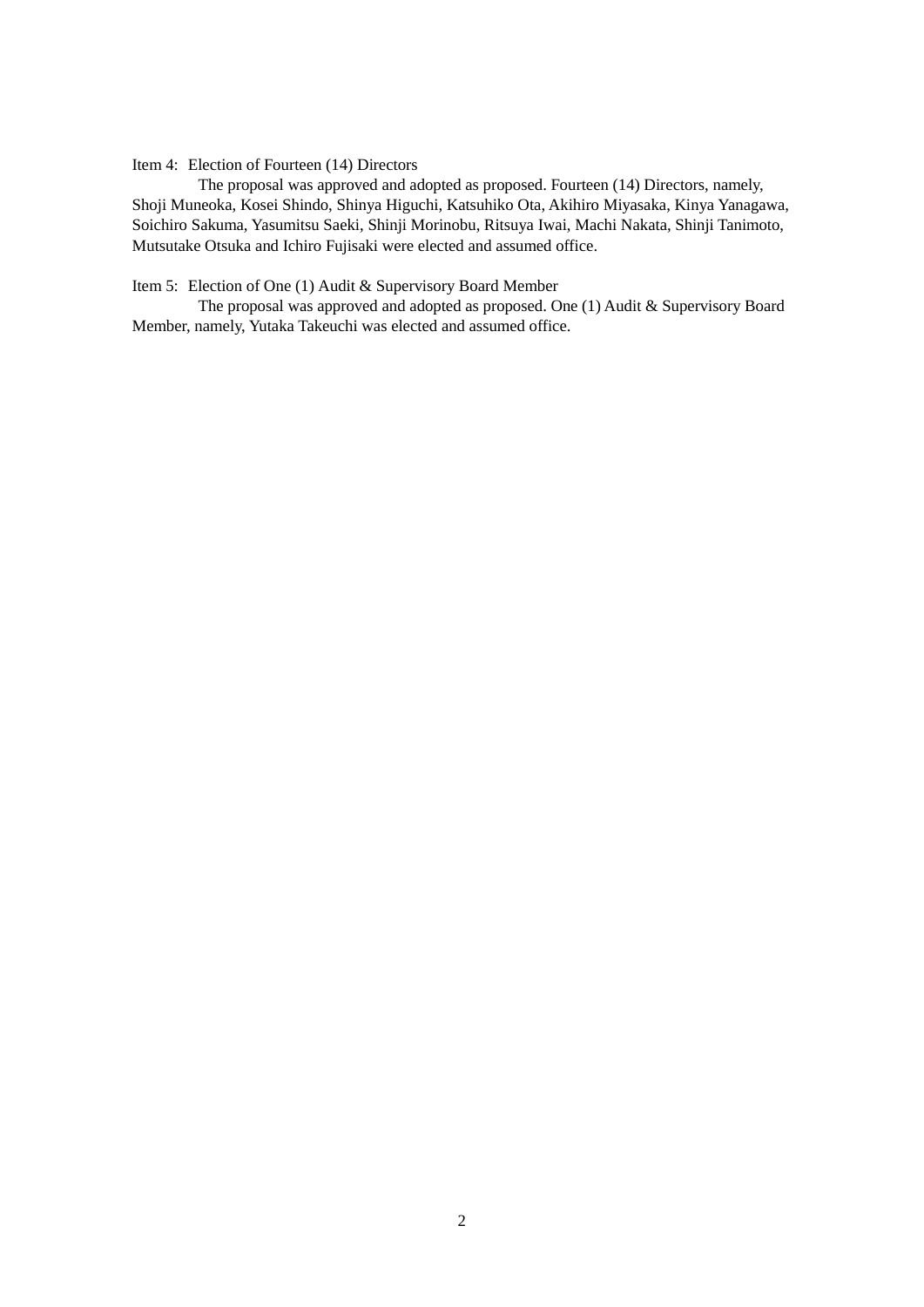Item 4: Election of Fourteen (14) Directors

The proposal was approved and adopted as proposed. Fourteen (14) Directors, namely, Shoji Muneoka, Kosei Shindo, Shinya Higuchi, Katsuhiko Ota, Akihiro Miyasaka, Kinya Yanagawa, Soichiro Sakuma, Yasumitsu Saeki, Shinji Morinobu, Ritsuya Iwai, Machi Nakata, Shinji Tanimoto, Mutsutake Otsuka and Ichiro Fujisaki were elected and assumed office.

Item 5: Election of One (1) Audit & Supervisory Board Member

The proposal was approved and adopted as proposed. One (1) Audit & Supervisory Board Member, namely, Yutaka Takeuchi was elected and assumed office.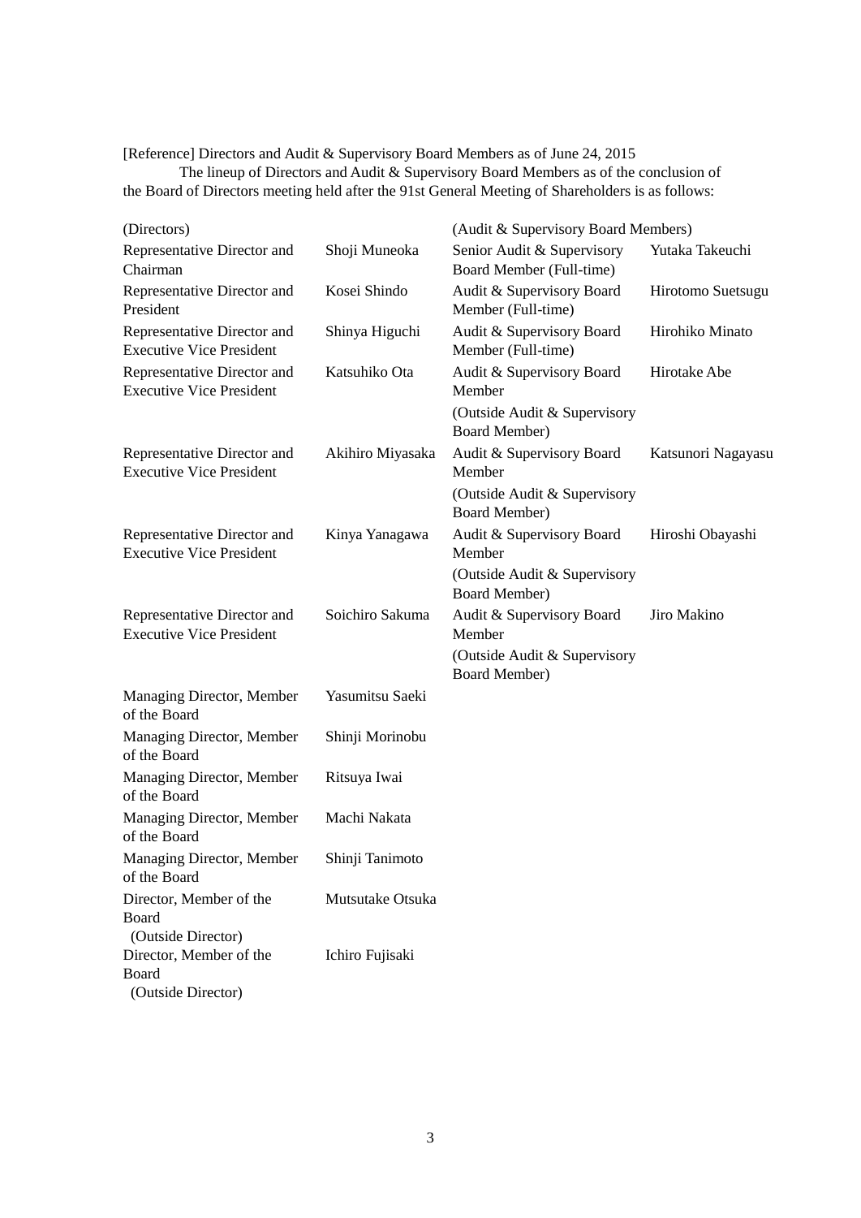[Reference] Directors and Audit & Supervisory Board Members as of June 24, 2015

The lineup of Directors and Audit & Supervisory Board Members as of the conclusion of the Board of Directors meeting held after the 91st General Meeting of Shareholders is as follows:

| (Directors) | | (Audit & Supervisory Board Members) | |
|---|---|---|---|
| Representative Director and Chairman | Shoji Muneoka | Senior Audit & Supervisory Board Member (Full-time) | Yutaka Takeuchi |
| Representative Director and President | Kosei Shindo | Audit & Supervisory Board Member (Full-time) | Hirotomo Suetsugu |
| Representative Director and Executive Vice President | Shinya Higuchi | Audit & Supervisory Board Member (Full-time) | Hirohiko Minato |
| Representative Director and Executive Vice President | Katsuhiko Ota | Audit & Supervisory Board Member (Outside Audit & Supervisory Board Member) | Hirotake Abe |
| Representative Director and Executive Vice President | Akihiro Miyasaka | Audit & Supervisory Board Member (Outside Audit & Supervisory Board Member) | Katsunori Nagayasu |
| Representative Director and Executive Vice President | Kinya Yanagawa | Audit & Supervisory Board Member (Outside Audit & Supervisory Board Member) | Hiroshi Obayashi |
| Representative Director and Executive Vice President | Soichiro Sakuma | Audit & Supervisory Board Member (Outside Audit & Supervisory Board Member) | Jiro Makino |
| Managing Director, Member of the Board | Yasumitsu Saeki | | |
| Managing Director, Member of the Board | Shinji Morinobu | | |
| Managing Director, Member of the Board | Ritsuya Iwai | | |
| Managing Director, Member of the Board | Machi Nakata | | |
| Managing Director, Member of the Board | Shinji Tanimoto | | |
| Director, Member of the Board (Outside Director) | Mutsutake Otsuka | | |
| Director, Member of the Board (Outside Director) | Ichiro Fujisaki | | |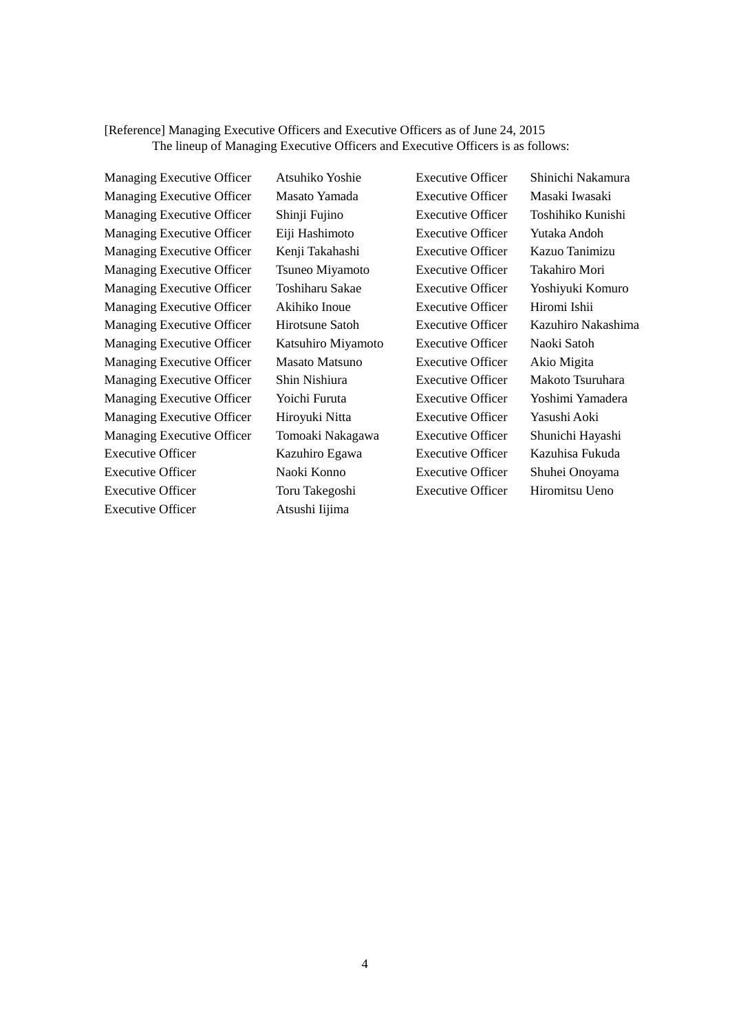[Reference] Managing Executive Officers and Executive Officers as of June 24, 2015

The lineup of Managing Executive Officers and Executive Officers is as follows:

| | | | |
|---|---|---|---|
| Managing Executive Officer | Atsuhiko Yoshie | Executive Officer | Shinichi Nakamura |
| Managing Executive Officer | Masato Yamada | Executive Officer | Masaki Iwasaki |
| Managing Executive Officer | Shinji Fujino | Executive Officer | Toshihiko Kunishi |
| Managing Executive Officer | Eiji Hashimoto | Executive Officer | Yutaka Andoh |
| Managing Executive Officer | Kenji Takahashi | Executive Officer | Kazuo Tanimizu |
| Managing Executive Officer | Tsuneo Miyamoto | Executive Officer | Takahiro Mori |
| Managing Executive Officer | Toshiharu Sakae | Executive Officer | Yoshiyuki Komuro |
| Managing Executive Officer | Akihiko Inoue | Executive Officer | Hiromi Ishii |
| Managing Executive Officer | Hirotsune Satoh | Executive Officer | Kazuhiro Nakashima |
| Managing Executive Officer | Katsuhiro Miyamoto | Executive Officer | Naoki Satoh |
| Managing Executive Officer | Masato Matsuno | Executive Officer | Akio Migita |
| Managing Executive Officer | Shin Nishiura | Executive Officer | Makoto Tsuruhara |
| Managing Executive Officer | Yoichi Furuta | Executive Officer | Yoshimi Yamadera |
| Managing Executive Officer | Hiroyuki Nitta | Executive Officer | Yasushi Aoki |
| Managing Executive Officer | Tomoaki Nakagawa | Executive Officer | Shunichi Hayashi |
| Executive Officer | Kazuhiro Egawa | Executive Officer | Kazuhisa Fukuda |
| Executive Officer | Naoki Konno | Executive Officer | Shuhei Onoyama |
| Executive Officer | Toru Takegoshi | Executive Officer | Hiromitsu Ueno |
| Executive Officer | Atsushi Iijima | | |